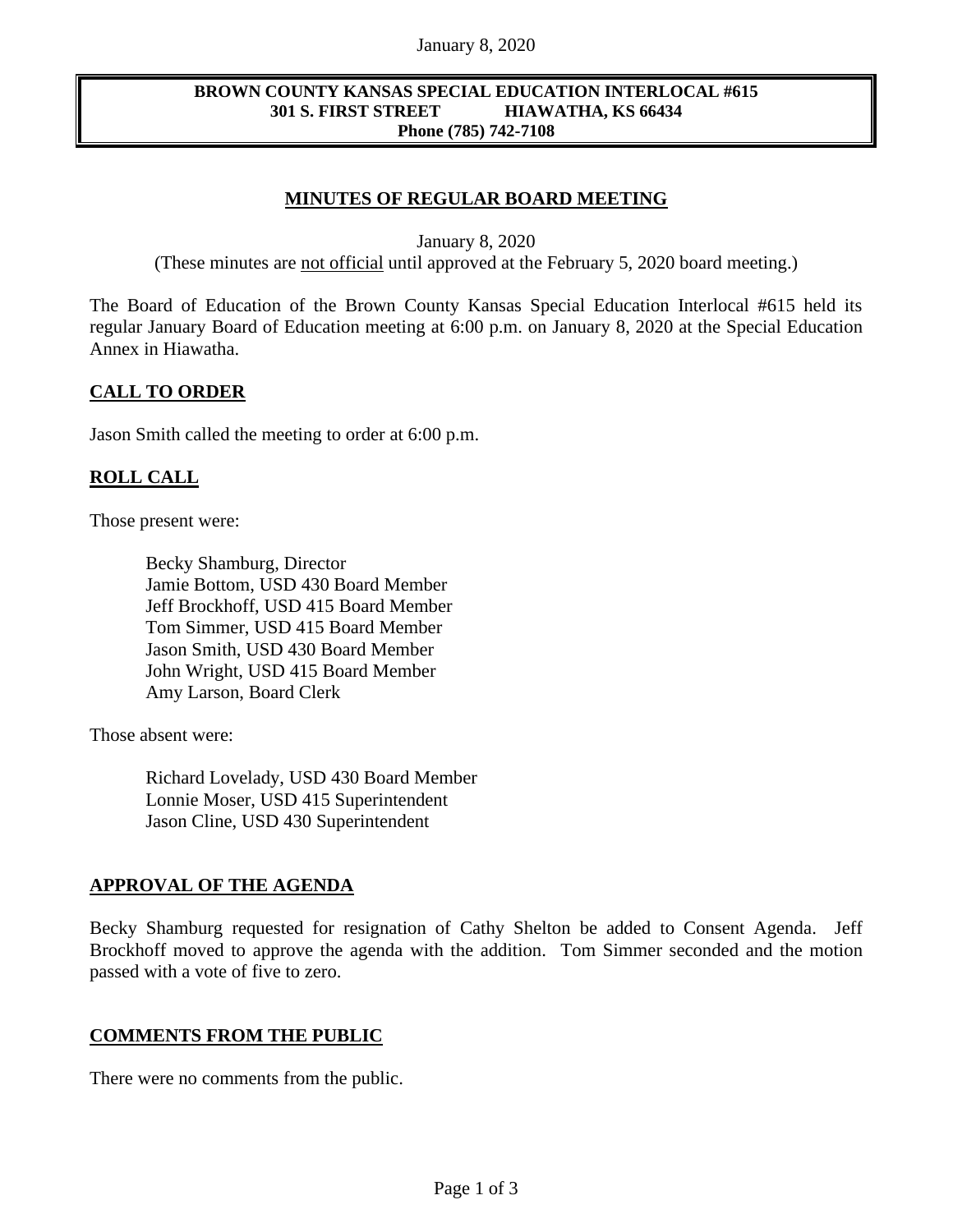**BROWN COUNTY KANSAS SPECIAL EDUCATION INTERLOCAL #615**
**301 S. FIRST STREET HIAWATHA, KS 66434**
**Phone (785) 742-7108**

## MINUTES OF REGULAR BOARD MEETING

January 8, 2020
(These minutes are not official until approved at the February 5, 2020 board meeting.)

The Board of Education of the Brown County Kansas Special Education Interlocal #615 held its regular January Board of Education meeting at 6:00 p.m. on January 8, 2020 at the Special Education Annex in Hiawatha.

### CALL TO ORDER

Jason Smith called the meeting to order at 6:00 p.m.

### ROLL CALL

Those present were:

Becky Shamburg, Director
Jamie Bottom, USD 430 Board Member
Jeff Brockhoff, USD 415 Board Member
Tom Simmer, USD 415 Board Member
Jason Smith, USD 430 Board Member
John Wright, USD 415 Board Member
Amy Larson, Board Clerk

Those absent were:

Richard Lovelady, USD 430 Board Member
Lonnie Moser, USD 415 Superintendent
Jason Cline, USD 430 Superintendent

### APPROVAL OF THE AGENDA

Becky Shamburg requested for resignation of Cathy Shelton be added to Consent Agenda. Jeff Brockhoff moved to approve the agenda with the addition. Tom Simmer seconded and the motion passed with a vote of five to zero.

### COMMENTS FROM THE PUBLIC

There were no comments from the public.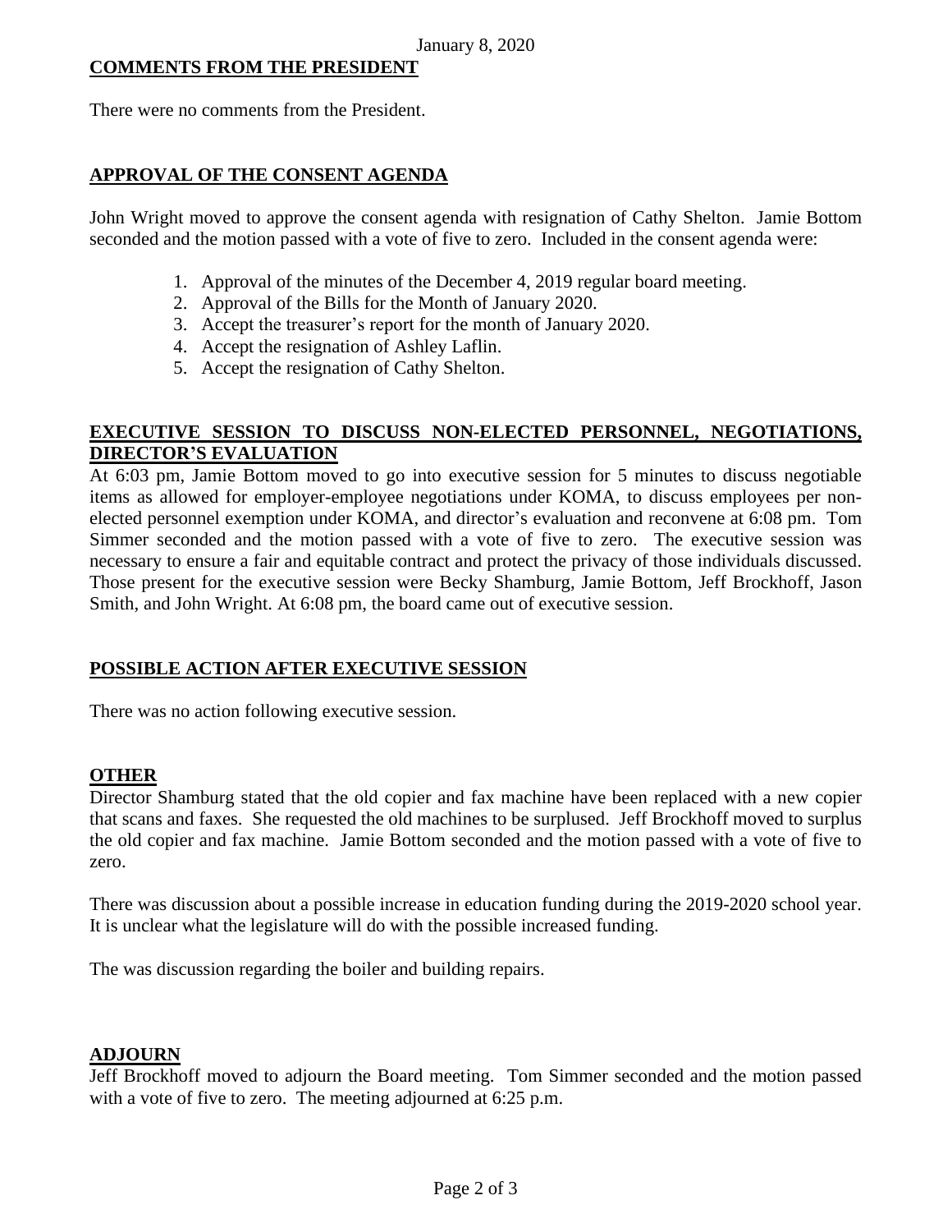January 8, 2020

**COMMENTS FROM THE PRESIDENT**

There were no comments from the President.

**APPROVAL OF THE CONSENT AGENDA**

John Wright moved to approve the consent agenda with resignation of Cathy Shelton. Jamie Bottom seconded and the motion passed with a vote of five to zero. Included in the consent agenda were:

1. Approval of the minutes of the December 4, 2019 regular board meeting.
2. Approval of the Bills for the Month of January 2020.
3. Accept the treasurer's report for the month of January 2020.
4. Accept the resignation of Ashley Laflin.
5. Accept the resignation of Cathy Shelton.

**EXECUTIVE SESSION TO DISCUSS NON-ELECTED PERSONNEL, NEGOTIATIONS, DIRECTOR'S EVALUATION**

At 6:03 pm, Jamie Bottom moved to go into executive session for 5 minutes to discuss negotiable items as allowed for employer-employee negotiations under KOMA, to discuss employees per non-elected personnel exemption under KOMA, and director's evaluation and reconvene at 6:08 pm. Tom Simmer seconded and the motion passed with a vote of five to zero. The executive session was necessary to ensure a fair and equitable contract and protect the privacy of those individuals discussed. Those present for the executive session were Becky Shamburg, Jamie Bottom, Jeff Brockhoff, Jason Smith, and John Wright. At 6:08 pm, the board came out of executive session.

**POSSIBLE ACTION AFTER EXECUTIVE SESSION**

There was no action following executive session.

**OTHER**

Director Shamburg stated that the old copier and fax machine have been replaced with a new copier that scans and faxes. She requested the old machines to be surplused. Jeff Brockhoff moved to surplus the old copier and fax machine. Jamie Bottom seconded and the motion passed with a vote of five to zero.

There was discussion about a possible increase in education funding during the 2019-2020 school year. It is unclear what the legislature will do with the possible increased funding.

The was discussion regarding the boiler and building repairs.

**ADJOURN**

Jeff Brockhoff moved to adjourn the Board meeting. Tom Simmer seconded and the motion passed with a vote of five to zero. The meeting adjourned at 6:25 p.m.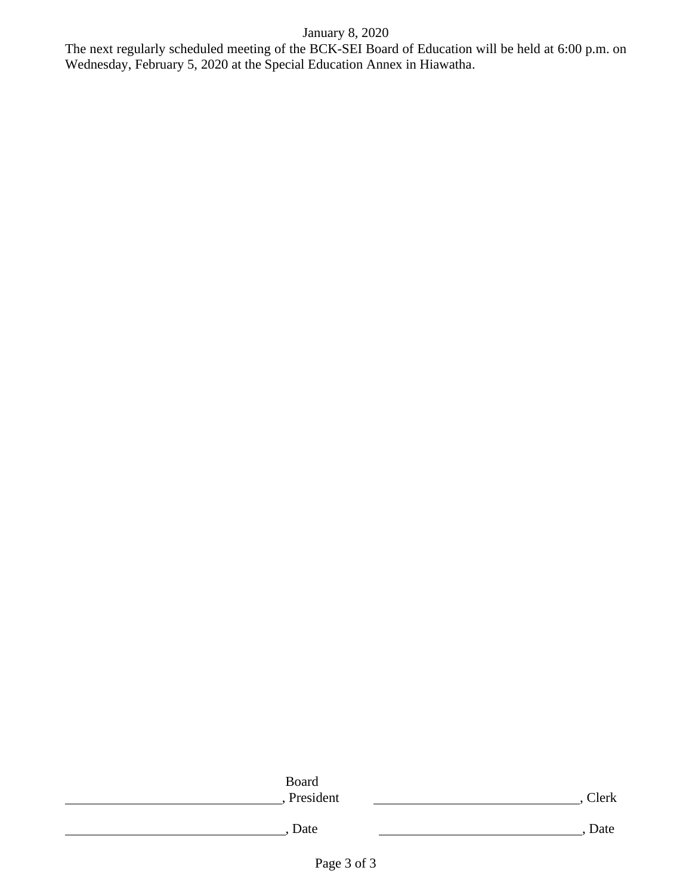The next regularly scheduled meeting of the BCK-SEI Board of Education will be held at 6:00 p.m. on Wednesday, February 5, 2020 at the Special Education Annex in Hiawatha.

_______________________________, Board President          _______________________________, Clerk

_______________________________, Date          _______________________________, Date